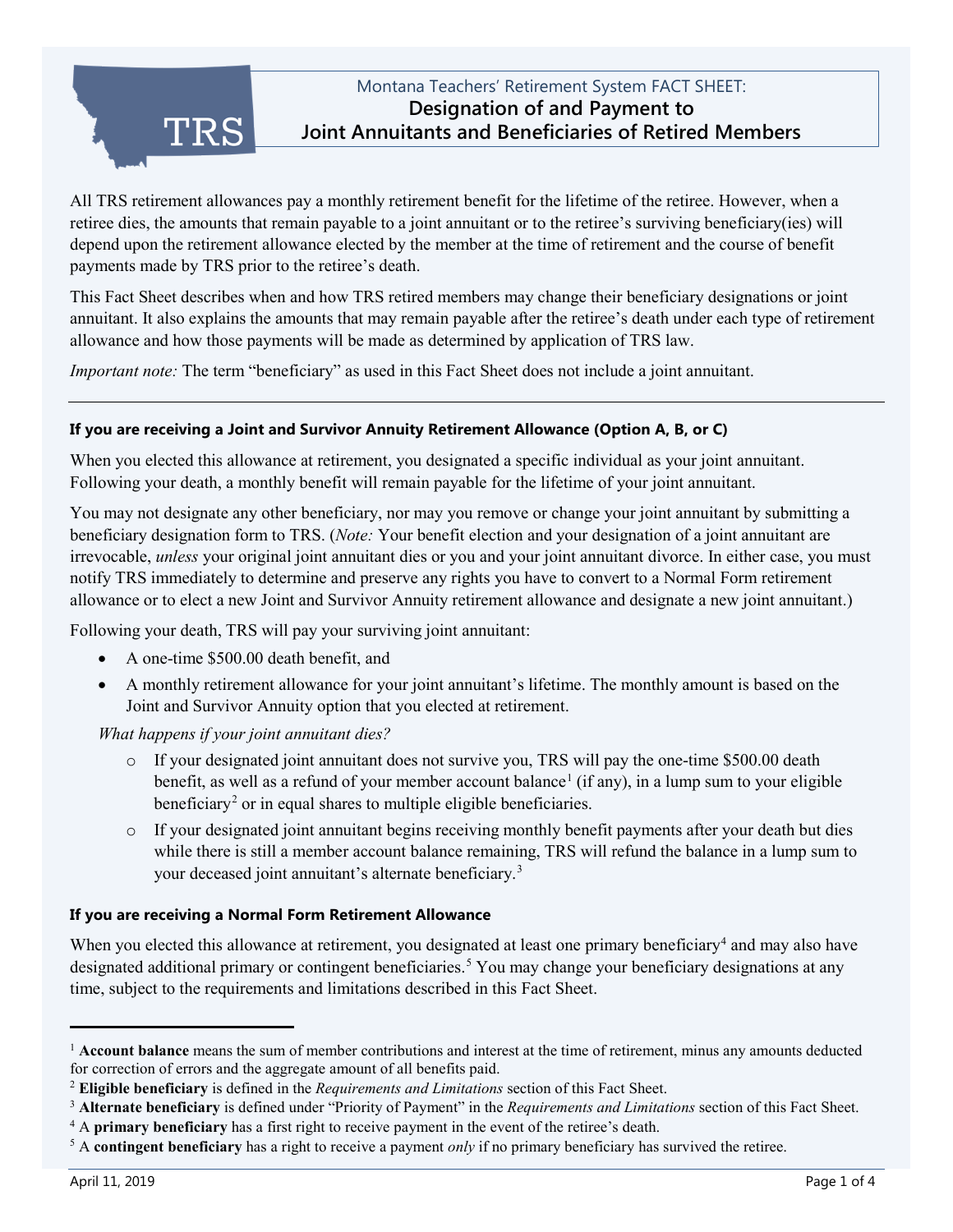Montana Teachers' Retirement System FACT SHEET:

# Designation of and Payment to Joint Annuitants and Beneficiaries of Retired Members

All TRS retirement allowances pay a monthly retirement benefit for the lifetime of the retiree. However, when a retiree dies, the amounts that remain payable to a joint annuitant or to the retiree's surviving beneficiary(ies) will depend upon the retirement allowance elected by the member at the time of retirement and the course of benefit payments made by TRS prior to the retiree's death.

This Fact Sheet describes when and how TRS retired members may change their beneficiary designations or joint annuitant. It also explains the amounts that may remain payable after the retiree's death under each type of retirement allowance and how those payments will be made as determined by application of TRS law.

*Important note:* The term "beneficiary" as used in this Fact Sheet does not include a joint annuitant.

---

### If you are receiving a Joint and Survivor Annuity Retirement Allowance (Option A, B, or C)

When you elected this allowance at retirement, you designated a specific individual as your joint annuitant. Following your death, a monthly benefit will remain payable for the lifetime of your joint annuitant.

You may not designate any other beneficiary, nor may you remove or change your joint annuitant by submitting a beneficiary designation form to TRS. (*Note:* Your benefit election and your designation of a joint annuitant are irrevocable, *unless* your original joint annuitant dies or you and your joint annuitant divorce. In either case, you must notify TRS immediately to determine and preserve any rights you have to convert to a Normal Form retirement allowance or to elect a new Joint and Survivor Annuity retirement allowance and designate a new joint annuitant.)

Following your death, TRS will pay your surviving joint annuitant:

- A one-time $500.00 death benefit, and
- A monthly retirement allowance for your joint annuitant's lifetime. The monthly amount is based on the Joint and Survivor Annuity option that you elected at retirement.

*What happens if your joint annuitant dies?*

- If your designated joint annuitant does not survive you, TRS will pay the one-time $500.00 death benefit, as well as a refund of your member account balance[1] (if any), in a lump sum to your eligible beneficiary[2] or in equal shares to multiple eligible beneficiaries.
- If your designated joint annuitant begins receiving monthly benefit payments after your death but dies while there is still a member account balance remaining, TRS will refund the balance in a lump sum to your deceased joint annuitant's alternate beneficiary.[3]

### If you are receiving a Normal Form Retirement Allowance

When you elected this allowance at retirement, you designated at least one primary beneficiary[4] and may also have designated additional primary or contingent beneficiaries.[5] You may change your beneficiary designations at any time, subject to the requirements and limitations described in this Fact Sheet.

---

[1] **Account balance** means the sum of member contributions and interest at the time of retirement, minus any amounts deducted for correction of errors and the aggregate amount of all benefits paid.

[2] **Eligible beneficiary** is defined in the *Requirements and Limitations* section of this Fact Sheet.

[3] **Alternate beneficiary** is defined under "Priority of Payment" in the *Requirements and Limitations* section of this Fact Sheet.

[4] A **primary beneficiary** has a first right to receive payment in the event of the retiree's death.

[5] A **contingent beneficiary** has a right to receive a payment *only* if no primary beneficiary has survived the retiree.

April 11, 2019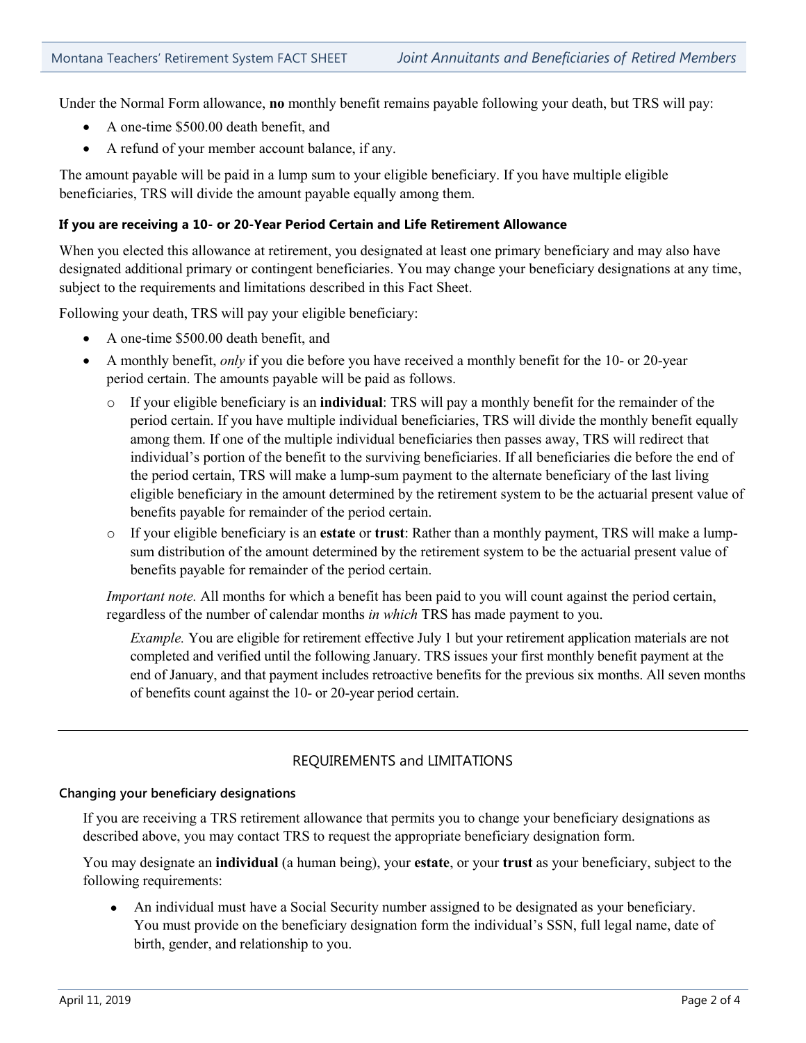Under the Normal Form allowance, **no** monthly benefit remains payable following your death, but TRS will pay:

- A one-time $500.00 death benefit, and
- A refund of your member account balance, if any.

The amount payable will be paid in a lump sum to your eligible beneficiary. If you have multiple eligible beneficiaries, TRS will divide the amount payable equally among them.

#### If you are receiving a 10- or 20-Year Period Certain and Life Retirement Allowance

When you elected this allowance at retirement, you designated at least one primary beneficiary and may also have designated additional primary or contingent beneficiaries. You may change your beneficiary designations at any time, subject to the requirements and limitations described in this Fact Sheet.

Following your death, TRS will pay your eligible beneficiary:

- A one-time $500.00 death benefit, and
- A monthly benefit, *only* if you die before you have received a monthly benefit for the 10- or 20-year period certain. The amounts payable will be paid as follows.
  - If your eligible beneficiary is an **individual**: TRS will pay a monthly benefit for the remainder of the period certain. If you have multiple individual beneficiaries, TRS will divide the monthly benefit equally among them. If one of the multiple individual beneficiaries then passes away, TRS will redirect that individual's portion of the benefit to the surviving beneficiaries. If all beneficiaries die before the end of the period certain, TRS will make a lump-sum payment to the alternate beneficiary of the last living eligible beneficiary in the amount determined by the retirement system to be the actuarial present value of benefits payable for remainder of the period certain.
  - If your eligible beneficiary is an **estate** or **trust**: Rather than a monthly payment, TRS will make a lump-sum distribution of the amount determined by the retirement system to be the actuarial present value of benefits payable for remainder of the period certain.

  *Important note.* All months for which a benefit has been paid to you will count against the period certain, regardless of the number of calendar months *in which* TRS has made payment to you.

    *Example.* You are eligible for retirement effective July 1 but your retirement application materials are not completed and verified until the following January. TRS issues your first monthly benefit payment at the end of January, and that payment includes retroactive benefits for the previous six months. All seven months of benefits count against the 10- or 20-year period certain.

---

## REQUIREMENTS and LIMITATIONS

#### Changing your beneficiary designations

If you are receiving a TRS retirement allowance that permits you to change your beneficiary designations as described above, you may contact TRS to request the appropriate beneficiary designation form.

You may designate an **individual** (a human being), your **estate**, or your **trust** as your beneficiary, subject to the following requirements:

- An individual must have a Social Security number assigned to be designated as your beneficiary. You must provide on the beneficiary designation form the individual's SSN, full legal name, date of birth, gender, and relationship to you.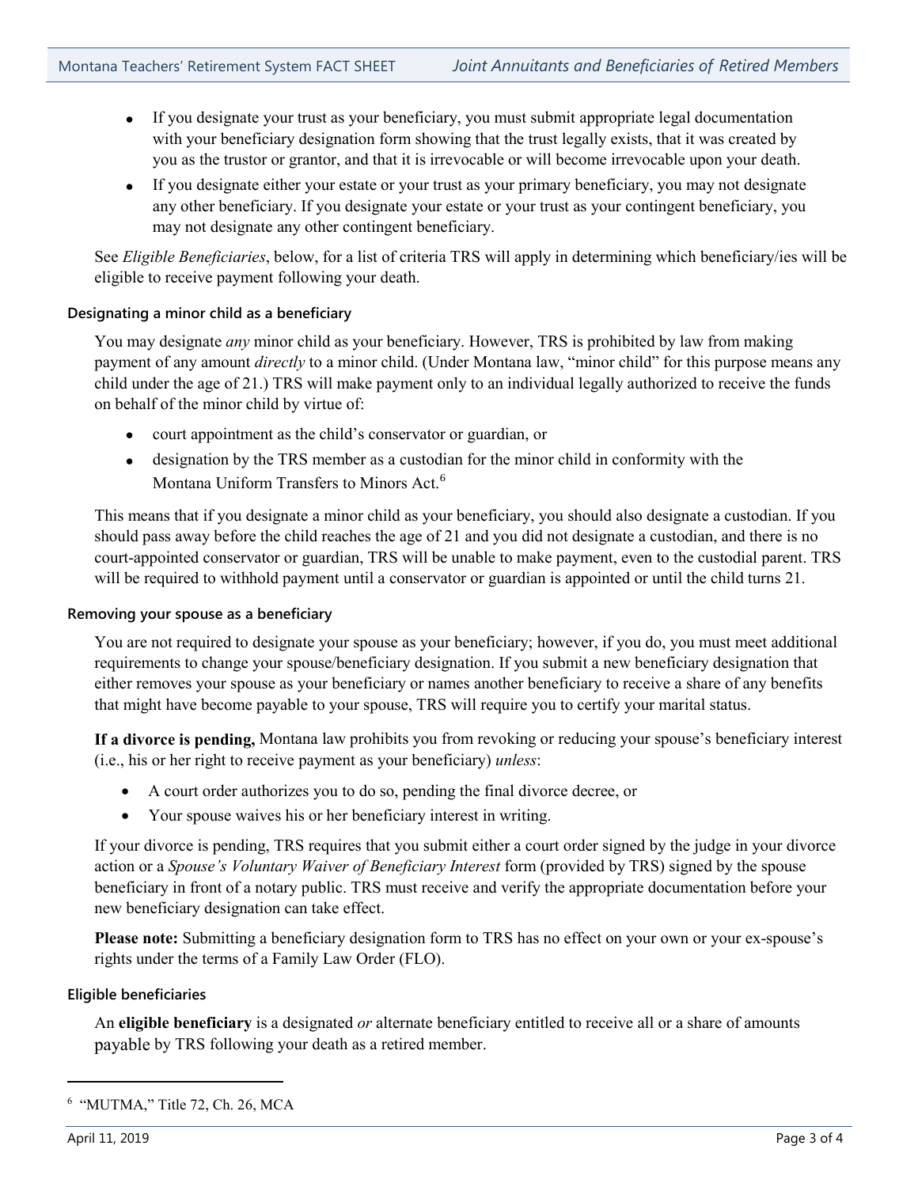- If you designate your trust as your beneficiary, you must submit appropriate legal documentation with your beneficiary designation form showing that the trust legally exists, that it was created by you as the trustor or grantor, and that it is irrevocable or will become irrevocable upon your death.
- If you designate either your estate or your trust as your primary beneficiary, you may not designate any other beneficiary. If you designate your estate or your trust as your contingent beneficiary, you may not designate any other contingent beneficiary.

See *Eligible Beneficiaries*, below, for a list of criteria TRS will apply in determining which beneficiary/ies will be eligible to receive payment following your death.

#### Designating a minor child as a beneficiary

You may designate *any* minor child as your beneficiary. However, TRS is prohibited by law from making payment of any amount *directly* to a minor child. (Under Montana law, "minor child" for this purpose means any child under the age of 21.) TRS will make payment only to an individual legally authorized to receive the funds on behalf of the minor child by virtue of:

- court appointment as the child's conservator or guardian, or
- designation by the TRS member as a custodian for the minor child in conformity with the Montana Uniform Transfers to Minors Act.[6]

This means that if you designate a minor child as your beneficiary, you should also designate a custodian. If you should pass away before the child reaches the age of 21 and you did not designate a custodian, and there is no court-appointed conservator or guardian, TRS will be unable to make payment, even to the custodial parent. TRS will be required to withhold payment until a conservator or guardian is appointed or until the child turns 21.

#### Removing your spouse as a beneficiary

You are not required to designate your spouse as your beneficiary; however, if you do, you must meet additional requirements to change your spouse/beneficiary designation. If you submit a new beneficiary designation that either removes your spouse as your beneficiary or names another beneficiary to receive a share of any benefits that might have become payable to your spouse, TRS will require you to certify your marital status.

**If a divorce is pending,** Montana law prohibits you from revoking or reducing your spouse's beneficiary interest (i.e., his or her right to receive payment as your beneficiary) *unless*:

- A court order authorizes you to do so, pending the final divorce decree, or
- Your spouse waives his or her beneficiary interest in writing.

If your divorce is pending, TRS requires that you submit either a court order signed by the judge in your divorce action or a *Spouse's Voluntary Waiver of Beneficiary Interest* form (provided by TRS) signed by the spouse beneficiary in front of a notary public. TRS must receive and verify the appropriate documentation before your new beneficiary designation can take effect.

**Please note:** Submitting a beneficiary designation form to TRS has no effect on your own or your ex-spouse's rights under the terms of a Family Law Order (FLO).

#### Eligible beneficiaries

An **eligible beneficiary** is a designated *or* alternate beneficiary entitled to receive all or a share of amounts payable by TRS following your death as a retired member.

---

[6] "MUTMA," Title 72, Ch. 26, MCA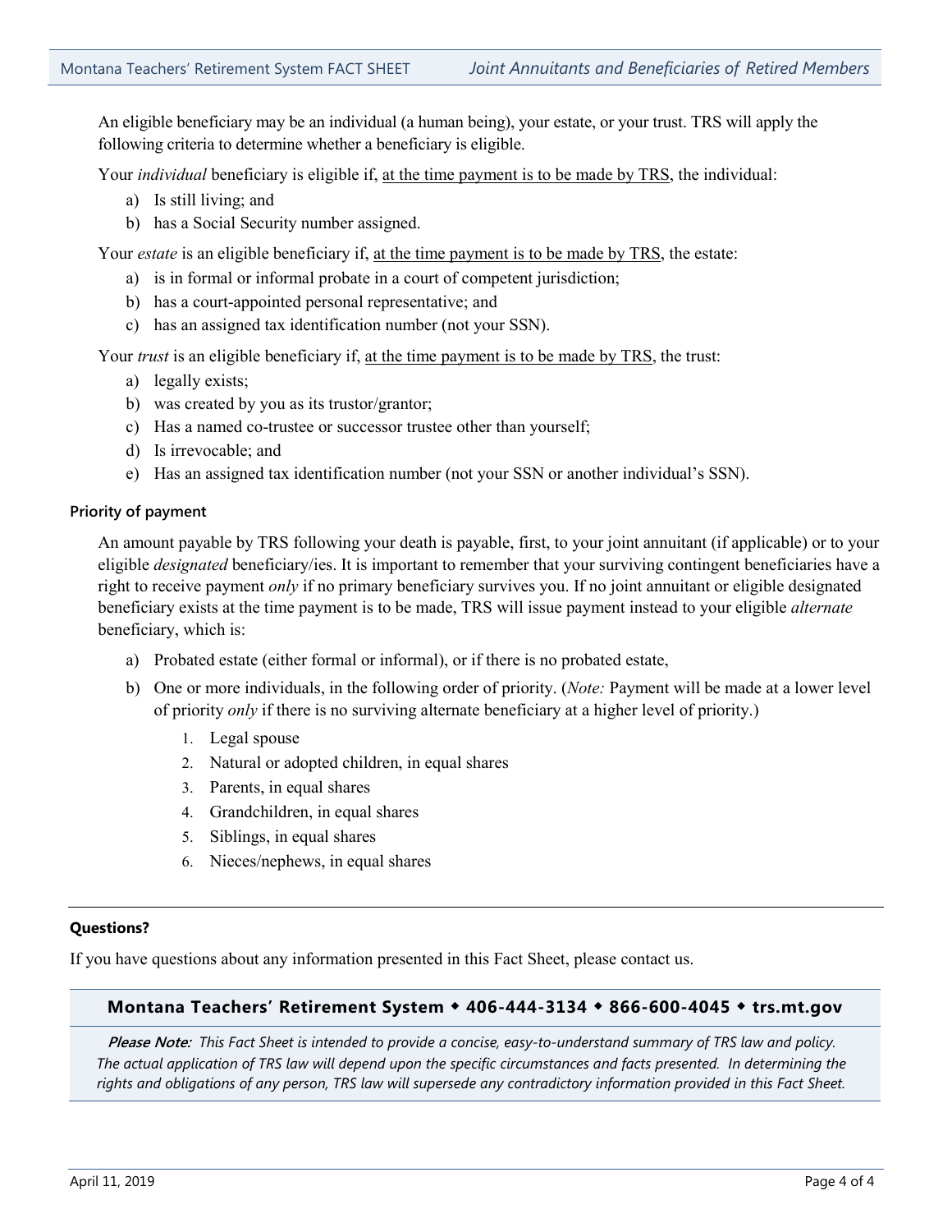An eligible beneficiary may be an individual (a human being), your estate, or your trust. TRS will apply the following criteria to determine whether a beneficiary is eligible.

Your *individual* beneficiary is eligible if, <u>at the time payment is to be made by TRS</u>, the individual:

a) Is still living; and
b) has a Social Security number assigned.

Your *estate* is an eligible beneficiary if, <u>at the time payment is to be made by TRS</u>, the estate:

a) is in formal or informal probate in a court of competent jurisdiction;
b) has a court-appointed personal representative; and
c) has an assigned tax identification number (not your SSN).

Your *trust* is an eligible beneficiary if, <u>at the time payment is to be made by TRS</u>, the trust:

a) legally exists;
b) was created by you as its trustor/grantor;
c) Has a named co-trustee or successor trustee other than yourself;
d) Is irrevocable; and
e) Has an assigned tax identification number (not your SSN or another individual's SSN).

**Priority of payment**

An amount payable by TRS following your death is payable, first, to your joint annuitant (if applicable) or to your eligible *designated* beneficiary/ies. It is important to remember that your surviving contingent beneficiaries have a right to receive payment *only* if no primary beneficiary survives you. If no joint annuitant or eligible designated beneficiary exists at the time payment is to be made, TRS will issue payment instead to your eligible *alternate* beneficiary, which is:

a) Probated estate (either formal or informal), or if there is no probated estate,
b) One or more individuals, in the following order of priority. (*Note:* Payment will be made at a lower level of priority *only* if there is no surviving alternate beneficiary at a higher level of priority.)
   1. Legal spouse
   2. Natural or adopted children, in equal shares
   3. Parents, in equal shares
   4. Grandchildren, in equal shares
   5. Siblings, in equal shares
   6. Nieces/nephews, in equal shares

---

**Questions?**

If you have questions about any information presented in this Fact Sheet, please contact us.

**Montana Teachers' Retirement System ◆ 406-444-3134 ◆ 866-600-4045 ◆ trs.mt.gov**

***Please Note:*** *This Fact Sheet is intended to provide a concise, easy-to-understand summary of TRS law and policy. The actual application of TRS law will depend upon the specific circumstances and facts presented. In determining the rights and obligations of any person, TRS law will supersede any contradictory information provided in this Fact Sheet.*

April 11, 2019